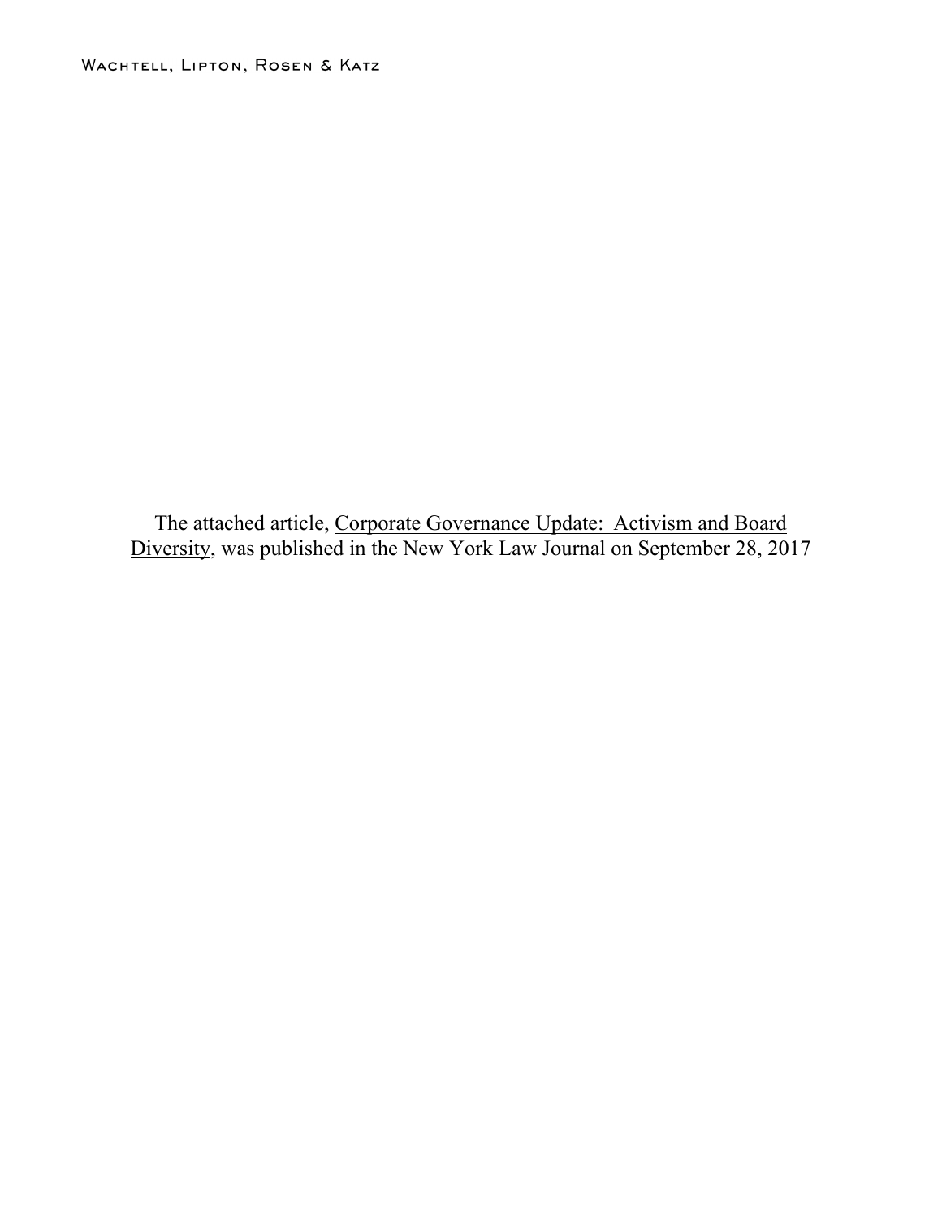Wachtell, Lipton, Rosen & Katz

The attached article, Corporate Governance Update: Activism and Board Diversity, was published in the New York Law Journal on September 28, 2017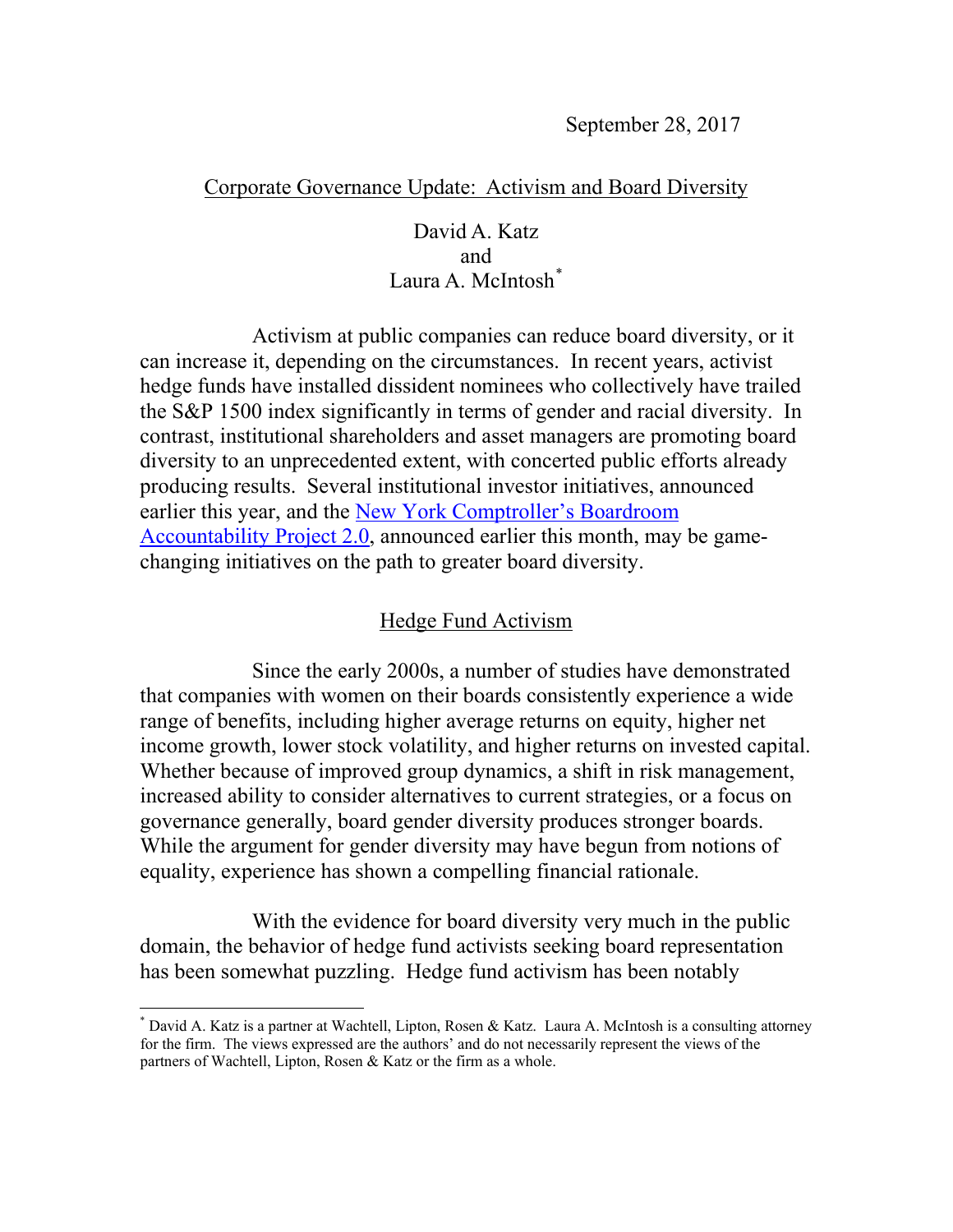September 28, 2017

Corporate Governance Update: Activism and Board Diversity

David A. Katz
and
Laura A. McIntosh[*]

Activism at public companies can reduce board diversity, or it can increase it, depending on the circumstances. In recent years, activist hedge funds have installed dissident nominees who collectively have trailed the S&P 1500 index significantly in terms of gender and racial diversity. In contrast, institutional shareholders and asset managers are promoting board diversity to an unprecedented extent, with concerted public efforts already producing results. Several institutional investor initiatives, announced earlier this year, and the [New York Comptroller's Boardroom Accountability Project 2.0], announced earlier this month, may be game-changing initiatives on the path to greater board diversity.

## Hedge Fund Activism

Since the early 2000s, a number of studies have demonstrated that companies with women on their boards consistently experience a wide range of benefits, including higher average returns on equity, higher net income growth, lower stock volatility, and higher returns on invested capital. Whether because of improved group dynamics, a shift in risk management, increased ability to consider alternatives to current strategies, or a focus on governance generally, board gender diversity produces stronger boards. While the argument for gender diversity may have begun from notions of equality, experience has shown a compelling financial rationale.

With the evidence for board diversity very much in the public domain, the behavior of hedge fund activists seeking board representation has been somewhat puzzling. Hedge fund activism has been notably

[*] David A. Katz is a partner at Wachtell, Lipton, Rosen & Katz. Laura A. McIntosh is a consulting attorney for the firm. The views expressed are the authors' and do not necessarily represent the views of the partners of Wachtell, Lipton, Rosen & Katz or the firm as a whole.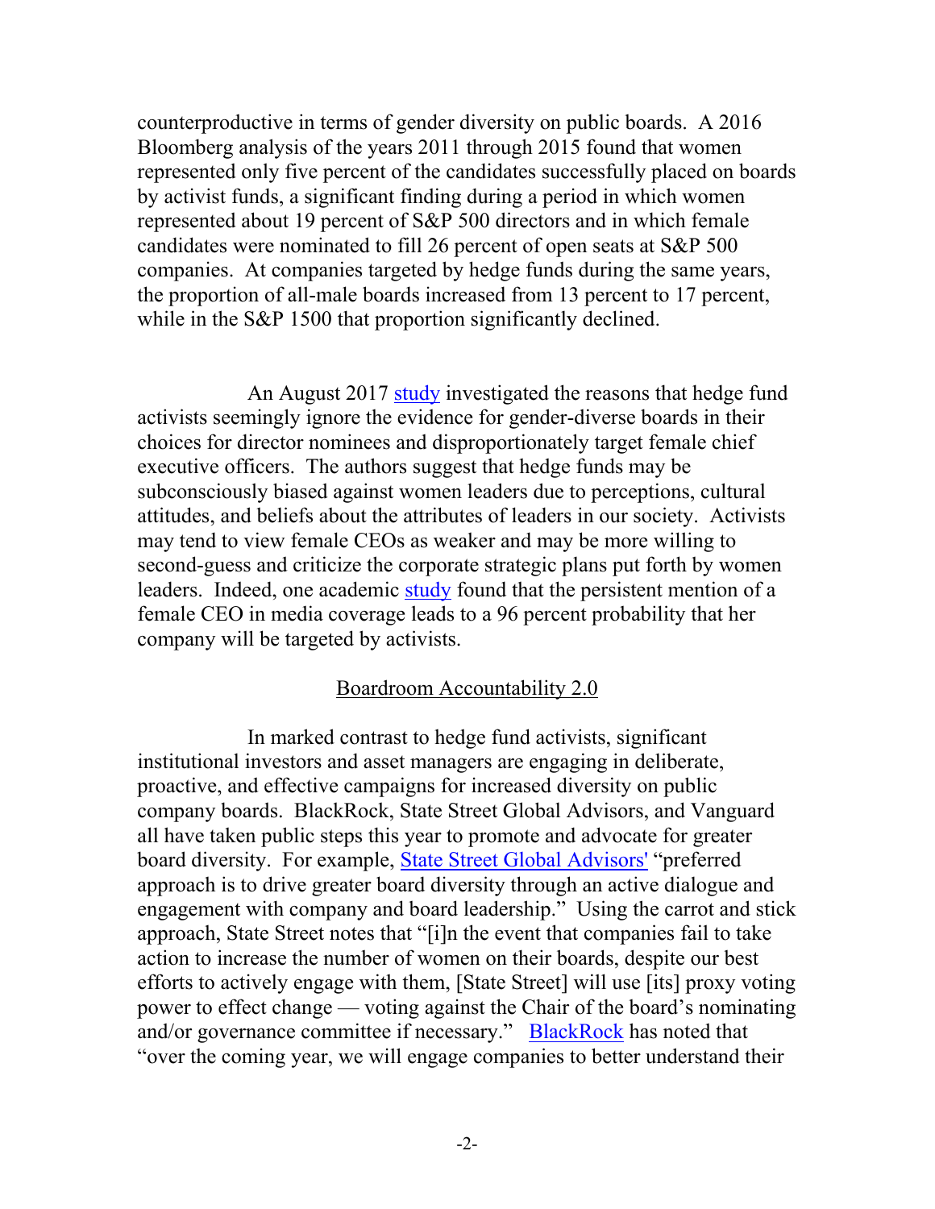counterproductive in terms of gender diversity on public boards. A 2016 Bloomberg analysis of the years 2011 through 2015 found that women represented only five percent of the candidates successfully placed on boards by activist funds, a significant finding during a period in which women represented about 19 percent of S&P 500 directors and in which female candidates were nominated to fill 26 percent of open seats at S&P 500 companies. At companies targeted by hedge funds during the same years, the proportion of all-male boards increased from 13 percent to 17 percent, while in the S&P 1500 that proportion significantly declined.

An August 2017 study investigated the reasons that hedge fund activists seemingly ignore the evidence for gender-diverse boards in their choices for director nominees and disproportionately target female chief executive officers. The authors suggest that hedge funds may be subconsciously biased against women leaders due to perceptions, cultural attitudes, and beliefs about the attributes of leaders in our society. Activists may tend to view female CEOs as weaker and may be more willing to second-guess and criticize the corporate strategic plans put forth by women leaders. Indeed, one academic study found that the persistent mention of a female CEO in media coverage leads to a 96 percent probability that her company will be targeted by activists.

## Boardroom Accountability 2.0

In marked contrast to hedge fund activists, significant institutional investors and asset managers are engaging in deliberate, proactive, and effective campaigns for increased diversity on public company boards. BlackRock, State Street Global Advisors, and Vanguard all have taken public steps this year to promote and advocate for greater board diversity. For example, State Street Global Advisors' "preferred approach is to drive greater board diversity through an active dialogue and engagement with company and board leadership." Using the carrot and stick approach, State Street notes that "[i]n the event that companies fail to take action to increase the number of women on their boards, despite our best efforts to actively engage with them, [State Street] will use [its] proxy voting power to effect change — voting against the Chair of the board's nominating and/or governance committee if necessary." BlackRock has noted that "over the coming year, we will engage companies to better understand their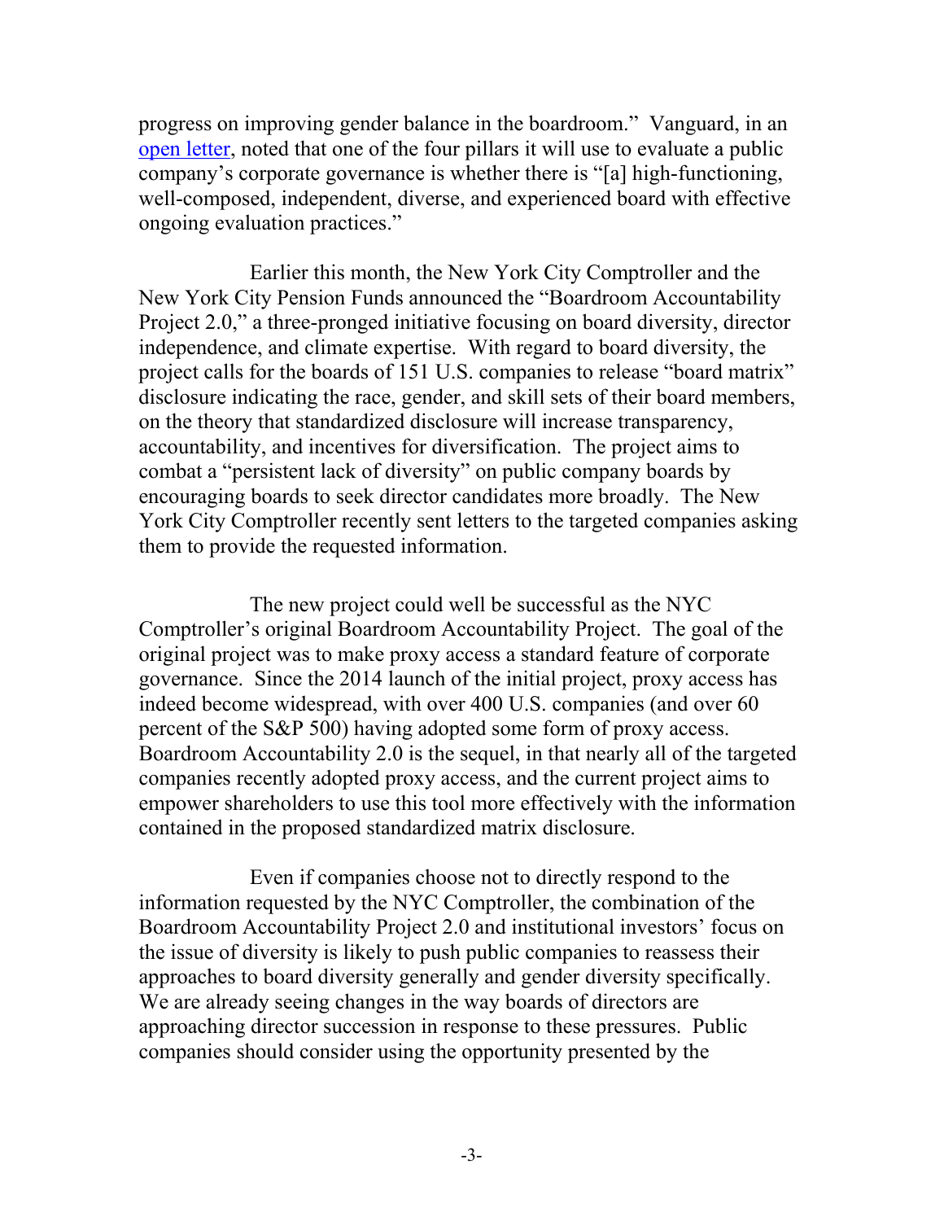progress on improving gender balance in the boardroom." Vanguard, in an [open letter](), noted that one of the four pillars it will use to evaluate a public company's corporate governance is whether there is "[a] high-functioning, well-composed, independent, diverse, and experienced board with effective ongoing evaluation practices."

Earlier this month, the New York City Comptroller and the New York City Pension Funds announced the "Boardroom Accountability Project 2.0," a three-pronged initiative focusing on board diversity, director independence, and climate expertise. With regard to board diversity, the project calls for the boards of 151 U.S. companies to release "board matrix" disclosure indicating the race, gender, and skill sets of their board members, on the theory that standardized disclosure will increase transparency, accountability, and incentives for diversification. The project aims to combat a "persistent lack of diversity" on public company boards by encouraging boards to seek director candidates more broadly. The New York City Comptroller recently sent letters to the targeted companies asking them to provide the requested information.

The new project could well be successful as the NYC Comptroller's original Boardroom Accountability Project. The goal of the original project was to make proxy access a standard feature of corporate governance. Since the 2014 launch of the initial project, proxy access has indeed become widespread, with over 400 U.S. companies (and over 60 percent of the S&P 500) having adopted some form of proxy access. Boardroom Accountability 2.0 is the sequel, in that nearly all of the targeted companies recently adopted proxy access, and the current project aims to empower shareholders to use this tool more effectively with the information contained in the proposed standardized matrix disclosure.

Even if companies choose not to directly respond to the information requested by the NYC Comptroller, the combination of the Boardroom Accountability Project 2.0 and institutional investors' focus on the issue of diversity is likely to push public companies to reassess their approaches to board diversity generally and gender diversity specifically. We are already seeing changes in the way boards of directors are approaching director succession in response to these pressures. Public companies should consider using the opportunity presented by the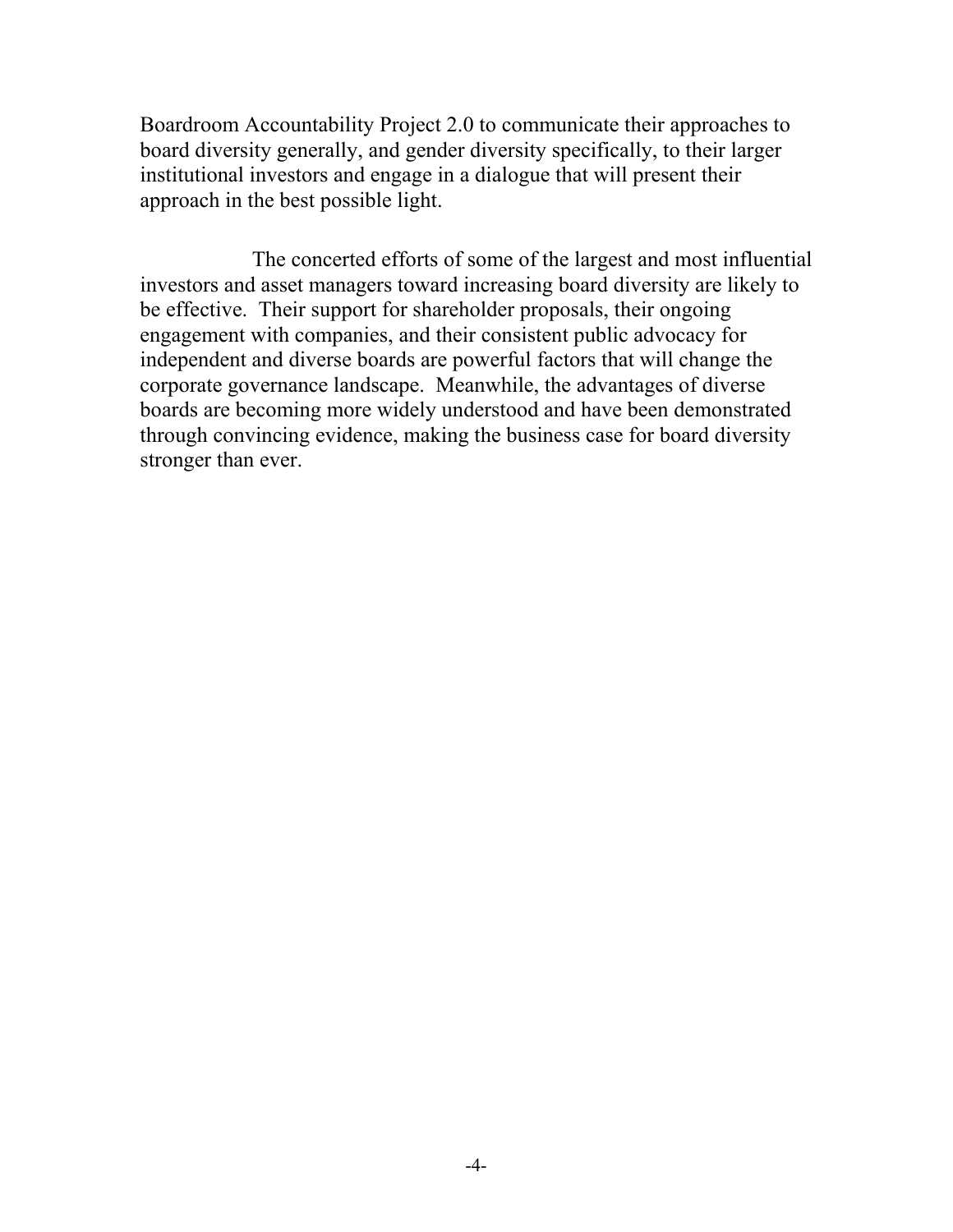Boardroom Accountability Project 2.0 to communicate their approaches to board diversity generally, and gender diversity specifically, to their larger institutional investors and engage in a dialogue that will present their approach in the best possible light.

The concerted efforts of some of the largest and most influential investors and asset managers toward increasing board diversity are likely to be effective. Their support for shareholder proposals, their ongoing engagement with companies, and their consistent public advocacy for independent and diverse boards are powerful factors that will change the corporate governance landscape. Meanwhile, the advantages of diverse boards are becoming more widely understood and have been demonstrated through convincing evidence, making the business case for board diversity stronger than ever.